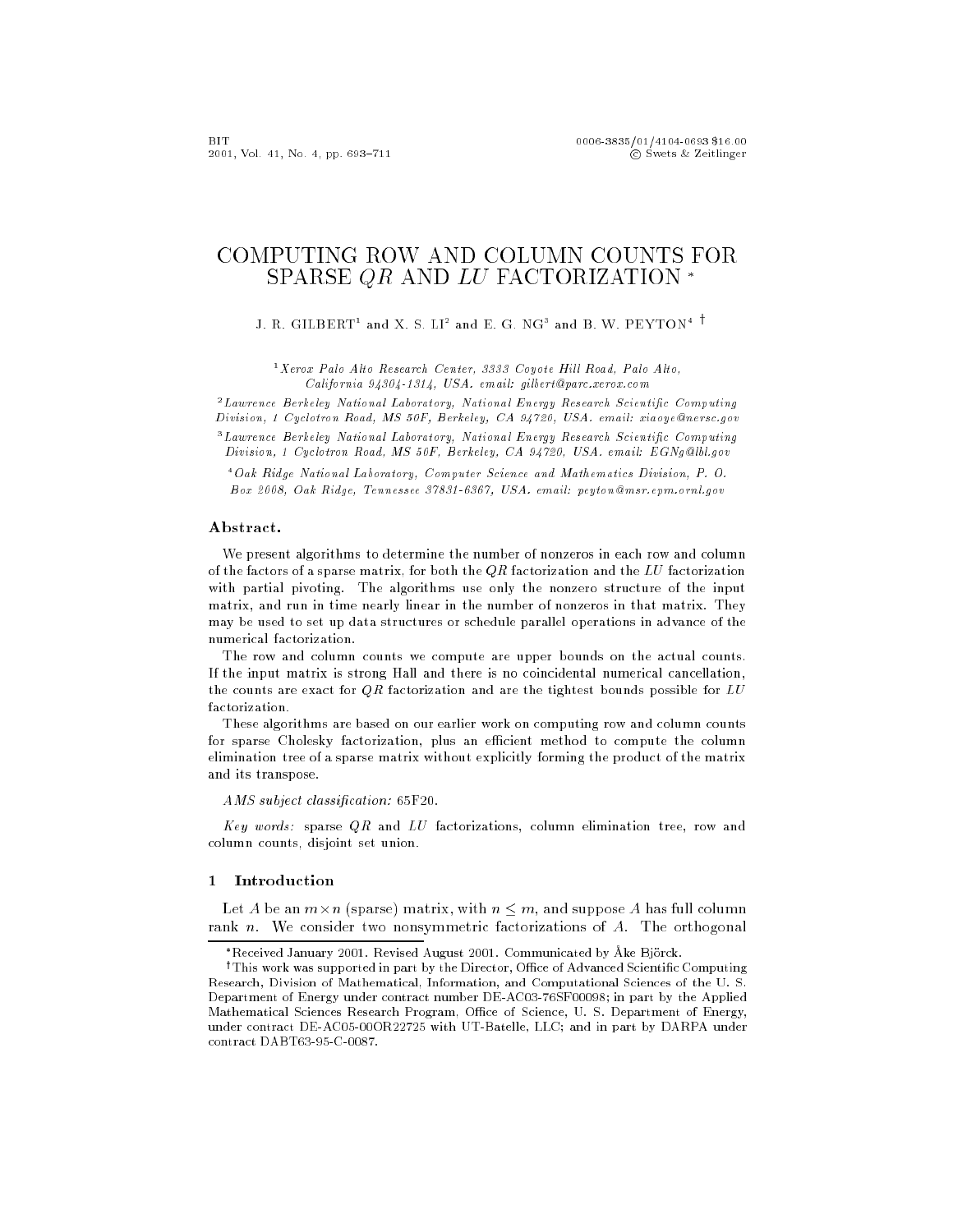# COMPUTING ROW AND COLUMN COUNTS FOR SPARSE $QR$ AND $LU$ FACTORIZATION *

J. R. GILBERT[1] and X. S. LI[2] and E. G. NG[3] and B. W. PEYTON[4] †

[1] *Xerox Palo Alto Research Center, 3333 Coyote Hill Road, Palo Alto, California 94304-1314, USA. email: gilbert@parc.xerox.com*

[2] *Lawrence Berkeley National Laboratory, National Energy Research Scientific Computing Division, 1 Cyclotron Road, MS 50F, Berkeley, CA 94720, USA. email: xiaoye@nersc.gov*

[3] *Lawrence Berkeley National Laboratory, National Energy Research Scientific Computing Division, 1 Cyclotron Road, MS 50F, Berkeley, CA 94720, USA. email: EGNg@lbl.gov*

[4] *Oak Ridge National Laboratory, Computer Science and Mathematics Division, P. O. Box 2008, Oak Ridge, Tennessee 37831-6367, USA. email: peyton@msr.epm.ornl.gov*

## Abstract.

We present algorithms to determine the number of nonzeros in each row and column of the factors of a sparse matrix, for both the $QR$ factorization and the $LU$ factorization with partial pivoting. The algorithms use only the nonzero structure of the input matrix, and run in time nearly linear in the number of nonzeros in that matrix. They may be used to set up data structures or schedule parallel operations in advance of the numerical factorization.

The row and column counts we compute are upper bounds on the actual counts. If the input matrix is strong Hall and there is no coincidental numerical cancellation, the counts are exact for $QR$ factorization and are the tightest bounds possible for $LU$ factorization.

These algorithms are based on our earlier work on computing row and column counts for sparse Cholesky factorization, plus an efficient method to compute the column elimination tree of a sparse matrix without explicitly forming the product of the matrix and its transpose.

*AMS subject classification:* 65F20.

*Key words:* sparse $QR$ and $LU$ factorizations, column elimination tree, row and column counts, disjoint set union.

## 1 Introduction

Let $A$ be an $m \times n$ (sparse) matrix, with $n \leq m$, and suppose $A$ has full column rank $n$. We consider two nonsymmetric factorizations of $A$. The orthogonal

---

*Received January 2001. Revised August 2001. Communicated by Åke Björck.

†This work was supported in part by the Director, Office of Advanced Scientific Computing Research, Division of Mathematical, Information, and Computational Sciences of the U. S. Department of Energy under contract number DE-AC03-76SF00098; in part by the Applied Mathematical Sciences Research Program, Office of Science, U. S. Department of Energy, under contract DE-AC05-00OR22725 with UT-Batelle, LLC; and in part by DARPA under contract DABT63-95-C-0087.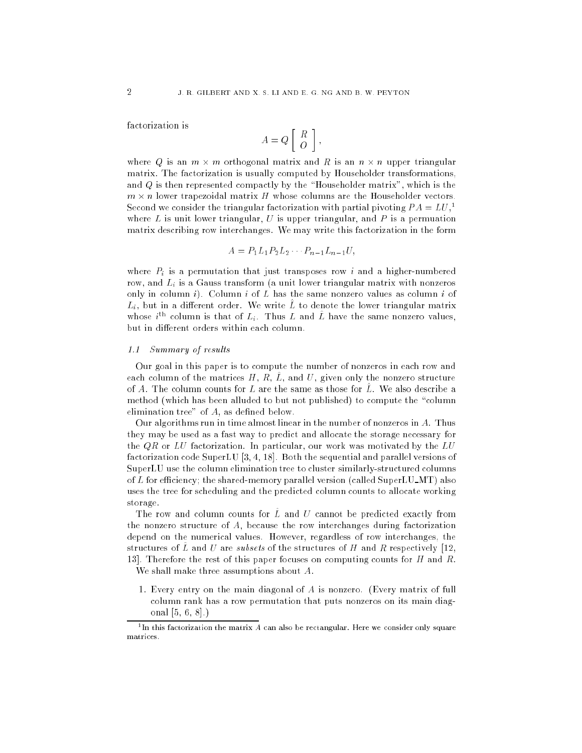factorization is

$$A = Q \begin{bmatrix} R \\ O \end{bmatrix},$$

where $Q$ is an $m \times m$ orthogonal matrix and $R$ is an $n \times n$ upper triangular matrix. The factorization is usually computed by Householder transformations, and $Q$ is then represented compactly by the "Householder matrix", which is the $m \times n$ lower trapezoidal matrix $H$ whose columns are the Householder vectors. Second we consider the triangular factorization with partial pivoting $PA = LU$,[1] where $L$ is unit lower triangular, $U$ is upper triangular, and $P$ is a permuation matrix describing row interchanges. We may write this factorization in the form

$$A = P_1 L_1 P_2 L_2 \cdots P_{n-1} L_{n-1} U,$$

where $P_i$ is a permutation that just transposes row $i$ and a higher-numbered row, and $L_i$ is a Gauss transform (a unit lower triangular matrix with nonzeros only in column $i$). Column $i$ of $L$ has the same nonzero values as column $i$ of $L_i$, but in a different order. We write $\hat{L}$ to denote the lower triangular matrix whose $i^{\text{th}}$ column is that of $L_i$. Thus $L$ and $\hat{L}$ have the same nonzero values, but in different orders within each column.

### 1.1 Summary of results

Our goal in this paper is to compute the number of nonzeros in each row and each column of the matrices $H$, $R$, $\hat{L}$, and $U$, given only the nonzero structure of $A$. The column counts for $L$ are the same as those for $\hat{L}$. We also describe a method (which has been alluded to but not published) to compute the "column elimination tree" of $A$, as defined below.

Our algorithms run in time almost linear in the number of nonzeros in $A$. Thus they may be used as a fast way to predict and allocate the storage necessary for the $QR$ or $LU$ factorization. In particular, our work was motivated by the $LU$ factorization code SuperLU [3, 4, 18]. Both the sequential and parallel versions of SuperLU use the column elimination tree to cluster similarly-structured columns of $L$ for efficiency; the shared-memory parallel version (called SuperLU_MT) also uses the tree for scheduling and the predicted column counts to allocate working storage.

The row and column counts for $\hat{L}$ and $U$ cannot be predicted exactly from the nonzero structure of $A$, because the row interchanges during factorization depend on the numerical values. However, regardless of row interchanges, the structures of $\hat{L}$ and $U$ are *subsets* of the structures of $H$ and $R$ respectively [12, 13]. Therefore the rest of this paper focuses on computing counts for $H$ and $R$.

We shall make three assumptions about $A$.

1. Every entry on the main diagonal of $A$ is nonzero. (Every matrix of full column rank has a row permutation that puts nonzeros on its main diagonal [5, 6, 8].)

[1] In this factorization the matrix $A$ can also be rectangular. Here we consider only square matrices.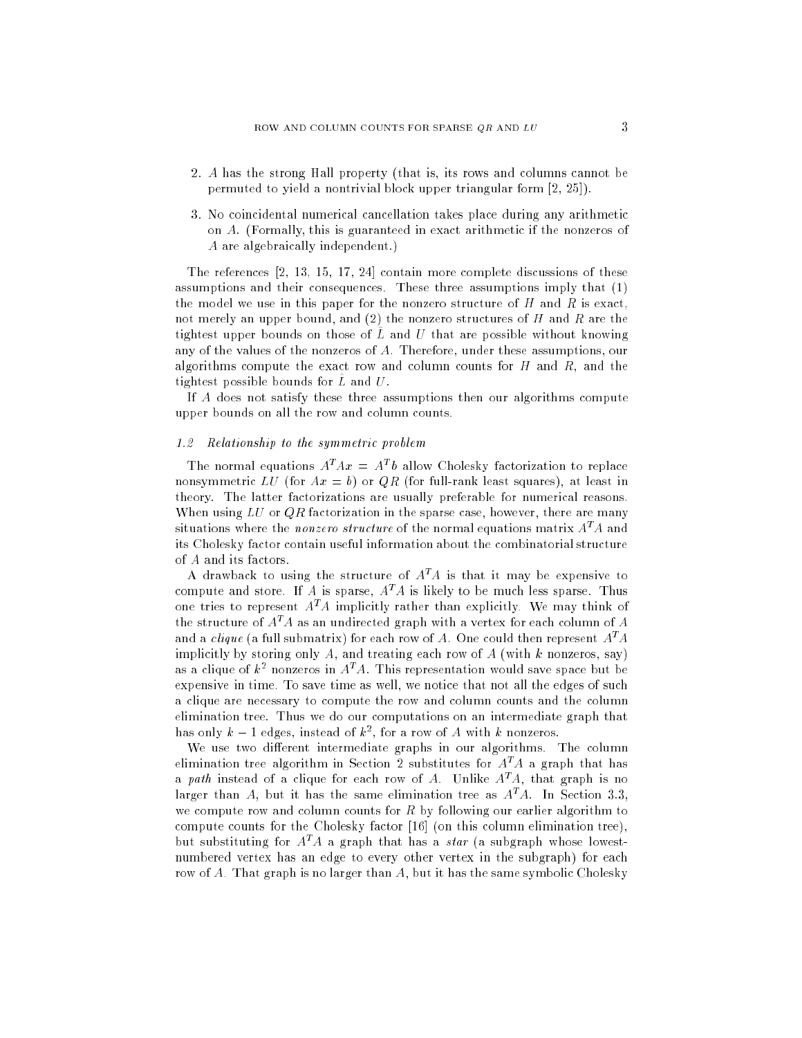2. $A$ has the strong Hall property (that is, its rows and columns cannot be permuted to yield a nontrivial block upper triangular form [2, 25]).

3. No coincidental numerical cancellation takes place during any arithmetic on $A$. (Formally, this is guaranteed in exact arithmetic if the nonzeros of $A$ are algebraically independent.)

The references [2, 13, 15, 17, 24] contain more complete discussions of these assumptions and their consequences. These three assumptions imply that (1) the model we use in this paper for the nonzero structure of $H$ and $R$ is exact, not merely an upper bound, and (2) the nonzero structures of $H$ and $R$ are the tightest upper bounds on those of $\hat{L}$ and $U$ that are possible without knowing any of the values of the nonzeros of $A$. Therefore, under these assumptions, our algorithms compute the exact row and column counts for $H$ and $R$, and the tightest possible bounds for $\hat{L}$ and $U$.

If $A$ does not satisfy these three assumptions then our algorithms compute upper bounds on all the row and column counts.

### 1.2 Relationship to the symmetric problem

The normal equations $A^TAx = A^Tb$ allow Cholesky factorization to replace nonsymmetric $LU$ (for $Ax = b$) or $QR$ (for full-rank least squares), at least in theory. The latter factorizations are usually preferable for numerical reasons. When using $LU$ or $QR$ factorization in the sparse case, however, there are many situations where the *nonzero structure* of the normal equations matrix $A^TA$ and its Cholesky factor contain useful information about the combinatorial structure of $A$ and its factors.

A drawback to using the structure of $A^TA$ is that it may be expensive to compute and store. If $A$ is sparse, $A^TA$ is likely to be much less sparse. Thus one tries to represent $A^TA$ implicitly rather than explicitly. We may think of the structure of $A^TA$ as an undirected graph with a vertex for each column of $A$ and a *clique* (a full submatrix) for each row of $A$. One could then represent $A^TA$ implicitly by storing only $A$, and treating each row of $A$ (with $k$ nonzeros, say) as a clique of $k^2$ nonzeros in $A^TA$. This representation would save space but be expensive in time. To save time as well, we notice that not all the edges of such a clique are necessary to compute the row and column counts and the column elimination tree. Thus we do our computations on an intermediate graph that has only $k-1$ edges, instead of $k^2$, for a row of $A$ with $k$ nonzeros.

We use two different intermediate graphs in our algorithms. The column elimination tree algorithm in Section 2 substitutes for $A^TA$ a graph that has a *path* instead of a clique for each row of $A$. Unlike $A^TA$, that graph is no larger than $A$, but it has the same elimination tree as $A^TA$. In Section 3.3, we compute row and column counts for $R$ by following our earlier algorithm to compute counts for the Cholesky factor [16] (on this column elimination tree), but substituting for $A^TA$ a graph that has a *star* (a subgraph whose lowest-numbered vertex has an edge to every other vertex in the subgraph) for each row of $A$. That graph is no larger than $A$, but it has the same symbolic Cholesky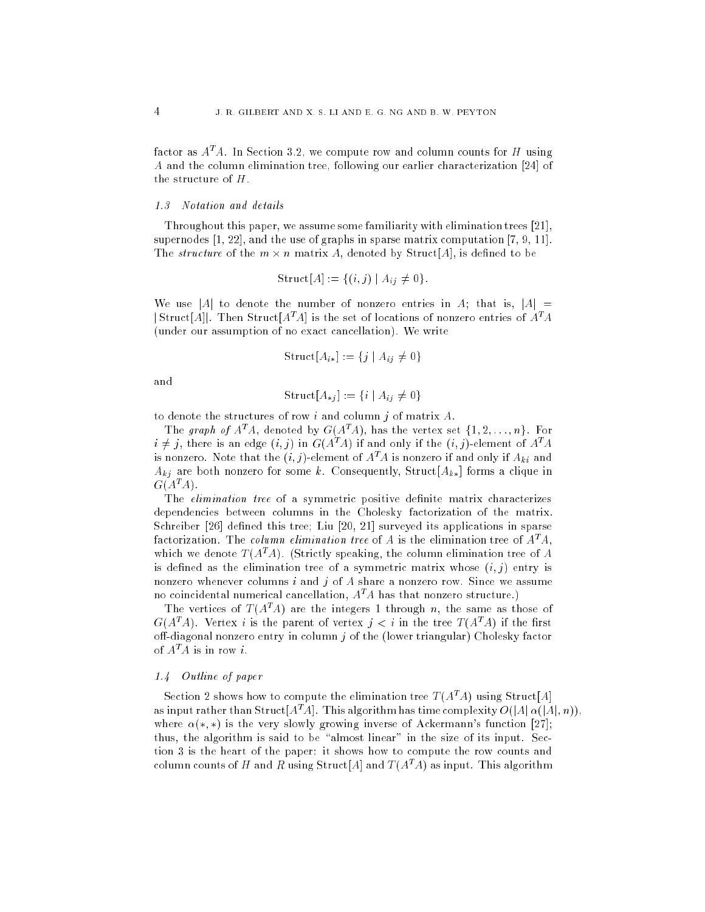factor as $A^TA$. In Section 3.2, we compute row and column counts for $H$ using $A$ and the column elimination tree, following our earlier characterization [24] of the structure of $H$.

### 1.3 Notation and details

Throughout this paper, we assume some familiarity with elimination trees [21], supernodes [1, 22], and the use of graphs in sparse matrix computation [7, 9, 11]. The *structure* of the $m \times n$ matrix $A$, denoted by $\mathrm{Struct}[A]$, is defined to be

$$\mathrm{Struct}[A] := \{(i, j) \mid A_{ij} \neq 0\}.$$

We use $|A|$ to denote the number of nonzero entries in $A$; that is, $|A| = |\mathrm{Struct}[A]|$. Then $\mathrm{Struct}[A^TA]$ is the set of locations of nonzero entries of $A^TA$ (under our assumption of no exact cancellation). We write

$$\mathrm{Struct}[A_{i*}] := \{j \mid A_{ij} \neq 0\}$$

and

$$\mathrm{Struct}[A_{*j}] := \{i \mid A_{ij} \neq 0\}$$

to denote the structures of row $i$ and column $j$ of matrix $A$.

The *graph of* $A^TA$, denoted by $G(A^TA)$, has the vertex set $\{1, 2, \ldots, n\}$. For $i \neq j$, there is an edge $(i, j)$ in $G(A^TA)$ if and only if the $(i, j)$-element of $A^TA$ is nonzero. Note that the $(i, j)$-element of $A^TA$ is nonzero if and only if $A_{ki}$ and $A_{kj}$ are both nonzero for some $k$. Consequently, $\mathrm{Struct}[A_{k*}]$ forms a clique in $G(A^TA)$.

The *elimination tree* of a symmetric positive definite matrix characterizes dependencies between columns in the Cholesky factorization of the matrix. Schreiber [26] defined this tree; Liu [20, 21] surveyed its applications in sparse factorization. The *column elimination tree* of $A$ is the elimination tree of $A^TA$, which we denote $T(A^TA)$. (Strictly speaking, the column elimination tree of $A$ is defined as the elimination tree of a symmetric matrix whose $(i, j)$ entry is nonzero whenever columns $i$ and $j$ of $A$ share a nonzero row. Since we assume no coincidental numerical cancellation, $A^TA$ has that nonzero structure.)

The vertices of $T(A^TA)$ are the integers 1 through $n$, the same as those of $G(A^TA)$. Vertex $i$ is the parent of vertex $j < i$ in the tree $T(A^TA)$ if the first off-diagonal nonzero entry in column $j$ of the (lower triangular) Cholesky factor of $A^TA$ is in row $i$.

### 1.4 Outline of paper

Section 2 shows how to compute the elimination tree $T(A^TA)$ using $\mathrm{Struct}[A]$ as input rather than $\mathrm{Struct}[A^TA]$. This algorithm has time complexity $O(|A|\, \alpha(|A|, n))$, where $\alpha(*, *)$ is the very slowly growing inverse of Ackermann's function [27]; thus, the algorithm is said to be "almost linear" in the size of its input. Section 3 is the heart of the paper: it shows how to compute the row counts and column counts of $H$ and $R$ using $\mathrm{Struct}[A]$ and $T(A^TA)$ as input. This algorithm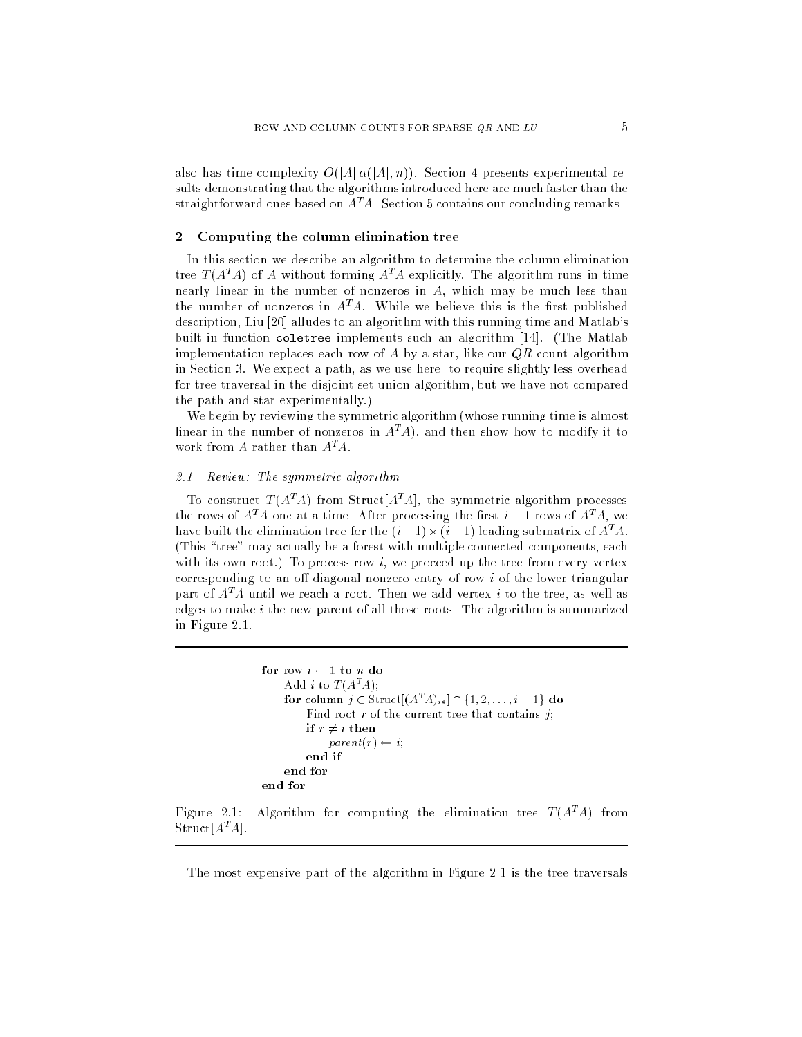also has time complexity $O(|A|\,\alpha(|A|, n))$. Section 4 presents experimental results demonstrating that the algorithms introduced here are much faster than the straightforward ones based on $A^TA$. Section 5 contains our concluding remarks.

## 2 Computing the column elimination tree

In this section we describe an algorithm to determine the column elimination tree $T(A^TA)$ of $A$ without forming $A^TA$ explicitly. The algorithm runs in time nearly linear in the number of nonzeros in $A$, which may be much less than the number of nonzeros in $A^TA$. While we believe this is the first published description, Liu [20] alludes to an algorithm with this running time and Matlab's built-in function `coletree` implements such an algorithm [14]. (The Matlab implementation replaces each row of $A$ by a star, like our $QR$ count algorithm in Section 3. We expect a path, as we use here, to require slightly less overhead for tree traversal in the disjoint set union algorithm, but we have not compared the path and star experimentally.)

We begin by reviewing the symmetric algorithm (whose running time is almost linear in the number of nonzeros in $A^TA$), and then show how to modify it to work from $A$ rather than $A^TA$.

### 2.1 *Review: The symmetric algorithm*

To construct $T(A^TA)$ from Struct$[A^TA]$, the symmetric algorithm processes the rows of $A^TA$ one at a time. After processing the first $i-1$ rows of $A^TA$, we have built the elimination tree for the $(i-1)\times(i-1)$ leading submatrix of $A^TA$. (This "tree" may actually be a forest with multiple connected components, each with its own root.) To process row $i$, we proceed up the tree from every vertex corresponding to an off-diagonal nonzero entry of row $i$ of the lower triangular part of $A^TA$ until we reach a root. Then we add vertex $i$ to the tree, as well as edges to make $i$ the new parent of all those roots. The algorithm is summarized in Figure 2.1.

```
for row i ← 1 to n do
    Add i to T(A^T A);
    for column j ∈ Struct[(A^T A)_{i*}] ∩ {1, 2, ..., i − 1} do
        Find root r of the current tree that contains j;
        if r ≠ i then
            parent(r) ← i;
        end if
    end for
end for
```

Figure 2.1: Algorithm for computing the elimination tree $T(A^TA)$ from Struct$[A^TA]$.

The most expensive part of the algorithm in Figure 2.1 is the tree traversals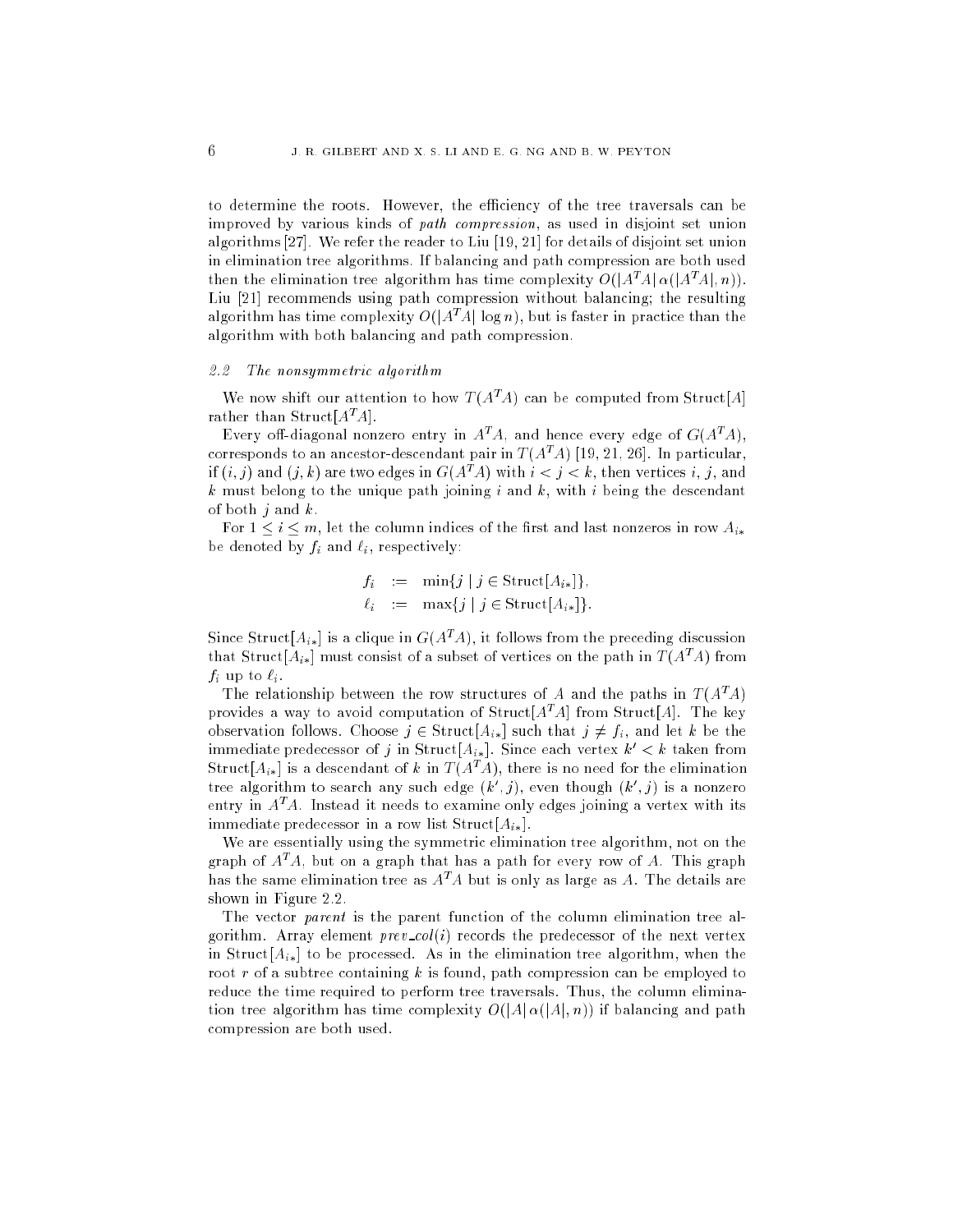to determine the roots. However, the efficiency of the tree traversals can be improved by various kinds of *path compression*, as used in disjoint set union algorithms [27]. We refer the reader to Liu [19, 21] for details of disjoint set union in elimination tree algorithms. If balancing and path compression are both used then the elimination tree algorithm has time complexity $O(|A^TA|\,\alpha(|A^TA|, n))$. Liu [21] recommends using path compression without balancing; the resulting algorithm has time complexity $O(|A^TA| \log n)$, but is faster in practice than the algorithm with both balancing and path compression.

### 2.2 *The nonsymmetric algorithm*

We now shift our attention to how $T(A^TA)$ can be computed from Struct$[A]$ rather than Struct$[A^TA]$.

Every off-diagonal nonzero entry in $A^TA$, and hence every edge of $G(A^TA)$, corresponds to an ancestor-descendant pair in $T(A^TA)$ [19, 21, 26]. In particular, if $(i, j)$ and $(j, k)$ are two edges in $G(A^TA)$ with $i < j < k$, then vertices $i$, $j$, and $k$ must belong to the unique path joining $i$ and $k$, with $i$ being the descendant of both $j$ and $k$.

For $1 \leq i \leq m$, let the column indices of the first and last nonzeros in row $A_{i*}$ be denoted by $f_i$ and $\ell_i$, respectively:

$$
\begin{aligned}
f_i &:= \min\{j \mid j \in \text{Struct}[A_{i*}]\}, \\
\ell_i &:= \max\{j \mid j \in \text{Struct}[A_{i*}]\}.
\end{aligned}
$$

Since Struct$[A_{i*}]$ is a clique in $G(A^TA)$, it follows from the preceding discussion that Struct$[A_{i*}]$ must consist of a subset of vertices on the path in $T(A^TA)$ from $f_i$ up to $\ell_i$.

The relationship between the row structures of $A$ and the paths in $T(A^TA)$ provides a way to avoid computation of Struct$[A^TA]$ from Struct$[A]$. The key observation follows. Choose $j \in$ Struct$[A_{i*}]$ such that $j \neq f_i$, and let $k$ be the immediate predecessor of $j$ in Struct$[A_{i*}]$. Since each vertex $k' < k$ taken from Struct$[A_{i*}]$ is a descendant of $k$ in $T(A^TA)$, there is no need for the elimination tree algorithm to search any such edge $(k', j)$, even though $(k', j)$ is a nonzero entry in $A^TA$. Instead it needs to examine only edges joining a vertex with its immediate predecessor in a row list Struct$[A_{i*}]$.

We are essentially using the symmetric elimination tree algorithm, not on the graph of $A^TA$, but on a graph that has a path for every row of $A$. This graph has the same elimination tree as $A^TA$ but is only as large as $A$. The details are shown in Figure 2.2.

The vector *parent* is the parent function of the column elimination tree algorithm. Array element *prev_col*$(i)$ records the predecessor of the next vertex in Struct$[A_{i*}]$ to be processed. As in the elimination tree algorithm, when the root $r$ of a subtree containing $k$ is found, path compression can be employed to reduce the time required to perform tree traversals. Thus, the column elimination tree algorithm has time complexity $O(|A|\,\alpha(|A|, n))$ if balancing and path compression are both used.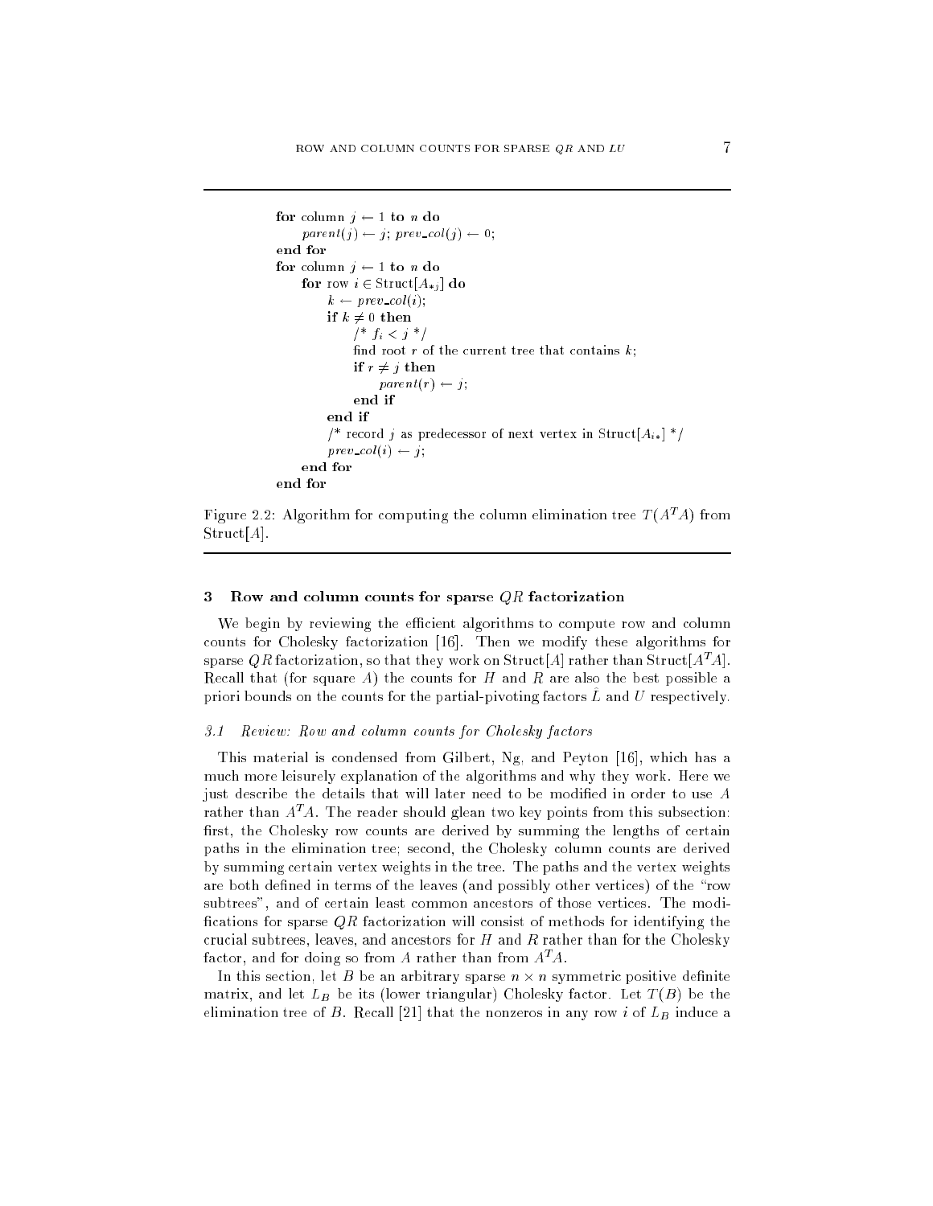```
for column j ← 1 to n do
    parent(j) ← j; prev_col(j) ← 0;
end for
for column j ← 1 to n do
    for row i ∈ Struct[A_{*j}] do
        k ← prev_col(i);
        if k ≠ 0 then
            /* f_i < j */
            find root r of the current tree that contains k;
            if r ≠ j then
                parent(r) ← j;
            end if
        end if
        /* record j as predecessor of next vertex in Struct[A_{i*}] */
        prev_col(i) ← j;
    end for
end for
```

Figure 2.2: Algorithm for computing the column elimination tree $T(A^TA)$ from Struct$[A]$.

## 3 Row and column counts for sparse $QR$ factorization

We begin by reviewing the efficient algorithms to compute row and column counts for Cholesky factorization [16]. Then we modify these algorithms for sparse $QR$ factorization, so that they work on Struct$[A]$ rather than Struct$[A^TA]$. Recall that (for square $A$) the counts for $H$ and $R$ are also the best possible a priori bounds on the counts for the partial-pivoting factors $\bar{L}$ and $U$ respectively.

### 3.1 Review: Row and column counts for Cholesky factors

This material is condensed from Gilbert, Ng, and Peyton [16], which has a much more leisurely explanation of the algorithms and why they work. Here we just describe the details that will later need to be modified in order to use $A$ rather than $A^TA$. The reader should glean two key points from this subsection: first, the Cholesky row counts are derived by summing the lengths of certain paths in the elimination tree; second, the Cholesky column counts are derived by summing certain vertex weights in the tree. The paths and the vertex weights are both defined in terms of the leaves (and possibly other vertices) of the "row subtrees", and of certain least common ancestors of those vertices. The modifications for sparse $QR$ factorization will consist of methods for identifying the crucial subtrees, leaves, and ancestors for $H$ and $R$ rather than for the Cholesky factor, and for doing so from $A$ rather than from $A^TA$.

In this section, let $B$ be an arbitrary sparse $n \times n$ symmetric positive definite matrix, and let $L_B$ be its (lower triangular) Cholesky factor. Let $T(B)$ be the elimination tree of $B$. Recall [21] that the nonzeros in any row $i$ of $L_B$ induce a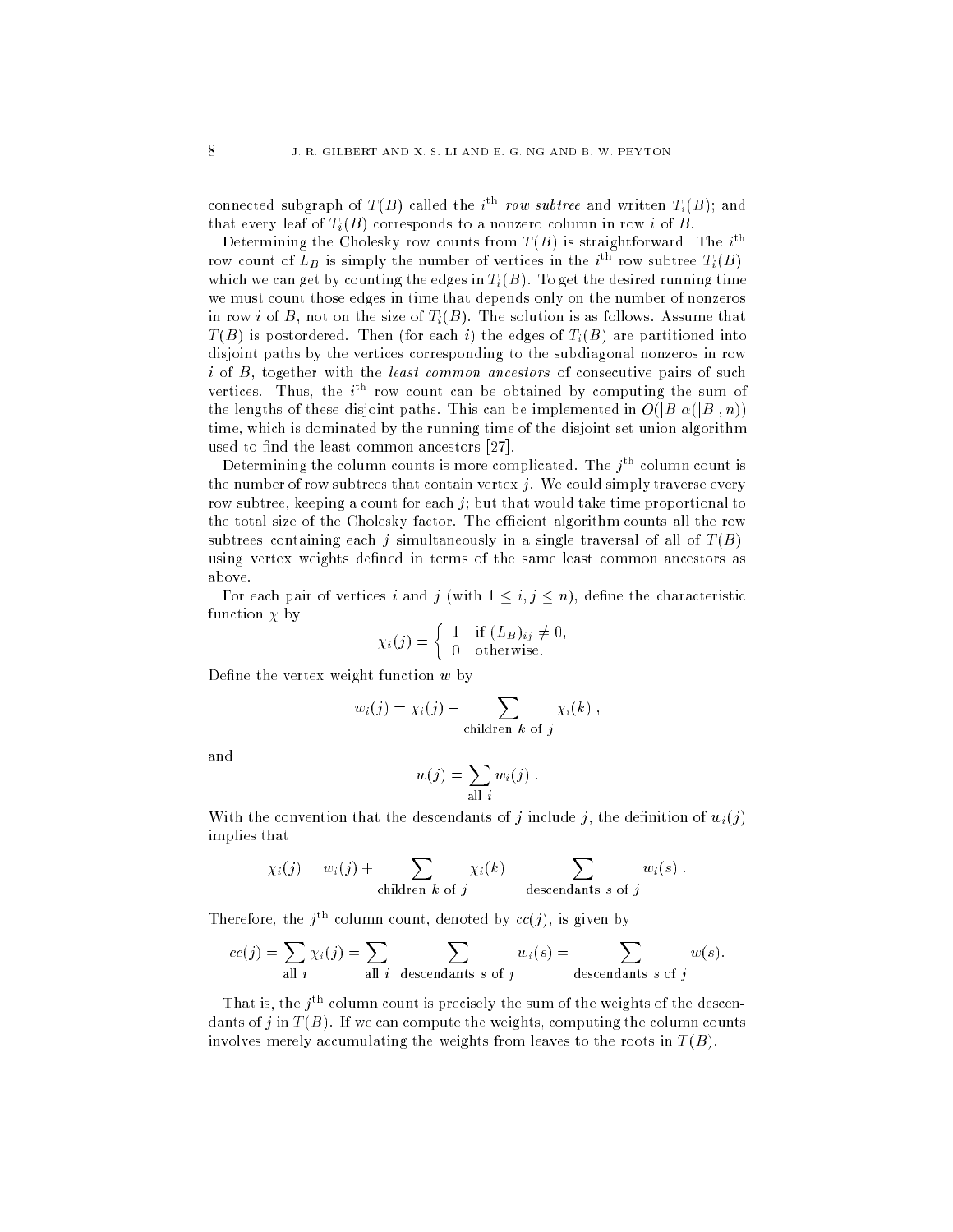connected subgraph of $T(B)$ called the $i^{\text{th}}$ *row subtree* and written $T_i(B)$; and that every leaf of $T_i(B)$ corresponds to a nonzero column in row $i$ of $B$.

Determining the Cholesky row counts from $T(B)$ is straightforward. The $i^{\text{th}}$ row count of $L_B$ is simply the number of vertices in the $i^{\text{th}}$ row subtree $T_i(B)$, which we can get by counting the edges in $T_i(B)$. To get the desired running time we must count those edges in time that depends only on the number of nonzeros in row $i$ of $B$, not on the size of $T_i(B)$. The solution is as follows. Assume that $T(B)$ is postordered. Then (for each $i$) the edges of $T_i(B)$ are partitioned into disjoint paths by the vertices corresponding to the subdiagonal nonzeros in row $i$ of $B$, together with the *least common ancestors* of consecutive pairs of such vertices. Thus, the $i^{\text{th}}$ row count can be obtained by computing the sum of the lengths of these disjoint paths. This can be implemented in $O(|B|\alpha(|B|, n))$ time, which is dominated by the running time of the disjoint set union algorithm used to find the least common ancestors [27].

Determining the column counts is more complicated. The $j^{\text{th}}$ column count is the number of row subtrees that contain vertex $j$. We could simply traverse every row subtree, keeping a count for each $j$; but that would take time proportional to the total size of the Cholesky factor. The efficient algorithm counts all the row subtrees containing each $j$ simultaneously in a single traversal of all of $T(B)$, using vertex weights defined in terms of the same least common ancestors as above.

For each pair of vertices $i$ and $j$ (with $1 \leq i, j \leq n$), define the characteristic function $\chi$ by

$$\chi_i(j) = \begin{cases} 1 & \text{if } (L_B)_{ij} \neq 0, \\ 0 & \text{otherwise.} \end{cases}$$

Define the vertex weight function $w$ by

$$w_i(j) = \chi_i(j) - \sum_{\text{children } k \text{ of } j} \chi_i(k) \; ,$$

and

$$w(j) = \sum_{\text{all } i} w_i(j) \; .$$

With the convention that the descendants of $j$ include $j$, the definition of $w_i(j)$ implies that

$$\chi_i(j) = w_i(j) + \sum_{\text{children } k \text{ of } j} \chi_i(k) = \sum_{\text{descendants } s \text{ of } j} w_i(s) \; .$$

Therefore, the $j^{\text{th}}$ column count, denoted by $cc(j)$, is given by

$$cc(j) = \sum_{\text{all } i} \chi_i(j) = \sum_{\text{all } i} \; \sum_{\text{descendants } s \text{ of } j} w_i(s) = \sum_{\text{descendants } s \text{ of } j} w(s).$$

That is, the $j^{\text{th}}$ column count is precisely the sum of the weights of the descendants of $j$ in $T(B)$. If we can compute the weights, computing the column counts involves merely accumulating the weights from leaves to the roots in $T(B)$.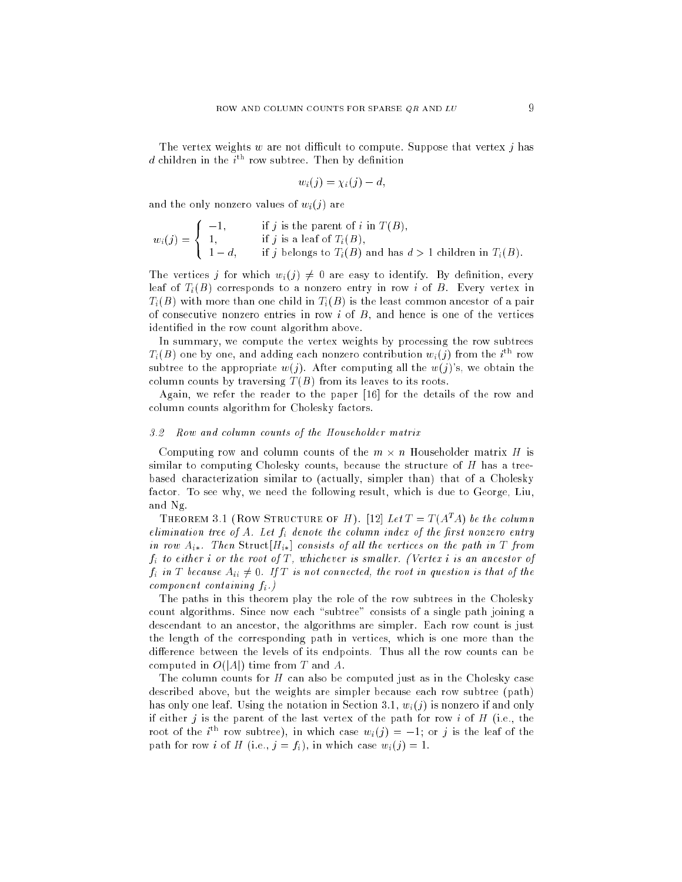The vertex weights $w$ are not difficult to compute. Suppose that vertex $j$ has $d$ children in the $i^{\text{th}}$ row subtree. Then by definition

$$w_i(j) = \chi_i(j) - d,$$

and the only nonzero values of $w_i(j)$ are

$$w_i(j) = \begin{cases} -1, & \text{if } j \text{ is the parent of } i \text{ in } T(B), \\ 1, & \text{if } j \text{ is a leaf of } T_i(B), \\ 1-d, & \text{if } j \text{ belongs to } T_i(B) \text{ and has } d > 1 \text{ children in } T_i(B). \end{cases}$$

The vertices $j$ for which $w_i(j) \neq 0$ are easy to identify. By definition, every leaf of $T_i(B)$ corresponds to a nonzero entry in row $i$ of $B$. Every vertex in $T_i(B)$ with more than one child in $T_i(B)$ is the least common ancestor of a pair of consecutive nonzero entries in row $i$ of $B$, and hence is one of the vertices identified in the row count algorithm above.

In summary, we compute the vertex weights by processing the row subtrees $T_i(B)$ one by one, and adding each nonzero contribution $w_i(j)$ from the $i^{\text{th}}$ row subtree to the appropriate $w(j)$. After computing all the $w(j)$'s, we obtain the column counts by traversing $T(B)$ from its leaves to its roots.

Again, we refer the reader to the paper [16] for the details of the row and column counts algorithm for Cholesky factors.

### 3.2 Row and column counts of the Householder matrix

Computing row and column counts of the $m \times n$ Householder matrix $H$ is similar to computing Cholesky counts, because the structure of $H$ has a tree-based characterization similar to (actually, simpler than) that of a Cholesky factor. To see why, we need the following result, which is due to George, Liu, and Ng.

Theorem 3.1 (Row Structure of $H$). [12] *Let $T = T(A^T A)$ be the column elimination tree of $A$. Let $f_i$ denote the column index of the first nonzero entry in row $A_{i*}$. Then $\text{Struct}[H_{i*}]$ consists of all the vertices on the path in $T$ from $f_i$ to either $i$ or the root of $T$, whichever is smaller. (Vertex $i$ is an ancestor of $f_i$ in $T$ because $A_{ii} \neq 0$. If $T$ is not connected, the root in question is that of the component containing $f_i$.)*

The paths in this theorem play the role of the row subtrees in the Cholesky count algorithms. Since now each "subtree" consists of a single path joining a descendant to an ancestor, the algorithms are simpler. Each row count is just the length of the corresponding path in vertices, which is one more than the difference between the levels of its endpoints. Thus all the row counts can be computed in $O(|A|)$ time from $T$ and $A$.

The column counts for $H$ can also be computed just as in the Cholesky case described above, but the weights are simpler because each row subtree (path) has only one leaf. Using the notation in Section 3.1, $w_i(j)$ is nonzero if and only if either $j$ is the parent of the last vertex of the path for row $i$ of $H$ (i.e., the root of the $i^{\text{th}}$ row subtree), in which case $w_i(j) = -1$; or $j$ is the leaf of the path for row $i$ of $H$ (i.e., $j = f_i$), in which case $w_i(j) = 1$.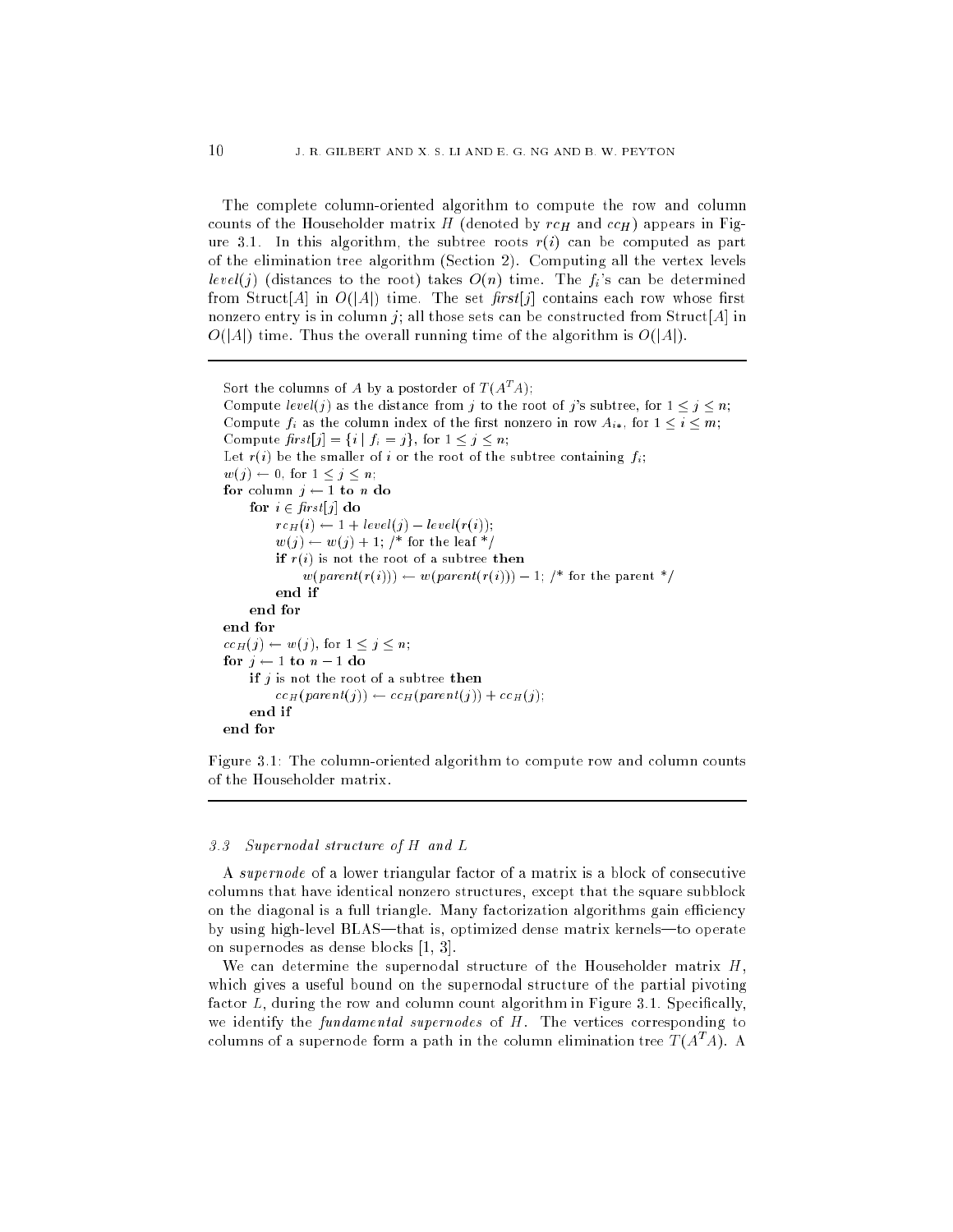The complete column-oriented algorithm to compute the row and column counts of the Householder matrix $H$ (denoted by $rc_H$ and $cc_H$) appears in Figure 3.1. In this algorithm, the subtree roots $r(i)$ can be computed as part of the elimination tree algorithm (Section 2). Computing all the vertex levels $level(j)$ (distances to the root) takes $O(n)$ time. The $f_i$'s can be determined from Struct[$A$] in $O(|A|)$ time. The set *first*[$j$] contains each row whose first nonzero entry is in column $j$; all those sets can be constructed from Struct[$A$] in $O(|A|)$ time. Thus the overall running time of the algorithm is $O(|A|)$.

```
Sort the columns of A by a postorder of T(A^T A);
Compute level(j) as the distance from j to the root of j's subtree, for 1 ≤ j ≤ n;
Compute f_i as the column index of the first nonzero in row A_{i*}, for 1 ≤ i ≤ m;
Compute first[j] = {i | f_i = j}, for 1 ≤ j ≤ n;
Let r(i) be the smaller of i or the root of the subtree containing f_i;
w(j) ← 0, for 1 ≤ j ≤ n;
for column j ← 1 to n do
    for i ∈ first[j] do
        rc_H(i) ← 1 + level(j) − level(r(i));
        w(j) ← w(j) + 1; /* for the leaf */
        if r(i) is not the root of a subtree then
            w(parent(r(i))) ← w(parent(r(i))) − 1; /* for the parent */
        end if
    end for
end for
cc_H(j) ← w(j), for 1 ≤ j ≤ n;
for j ← 1 to n − 1 do
    if j is not the root of a subtree then
        cc_H(parent(j)) ← cc_H(parent(j)) + cc_H(j);
    end if
end for
```

Figure 3.1: The column-oriented algorithm to compute row and column counts of the Householder matrix.

### 3.3 Supernodal structure of $H$ and $L$

A *supernode* of a lower triangular factor of a matrix is a block of consecutive columns that have identical nonzero structures, except that the square subblock on the diagonal is a full triangle. Many factorization algorithms gain efficiency by using high-level BLAS—that is, optimized dense matrix kernels—to operate on supernodes as dense blocks [1, 3].

We can determine the supernodal structure of the Householder matrix $H$, which gives a useful bound on the supernodal structure of the partial pivoting factor $L$, during the row and column count algorithm in Figure 3.1. Specifically, we identify the *fundamental supernodes* of $H$. The vertices corresponding to columns of a supernode form a path in the column elimination tree $T(A^TA)$. A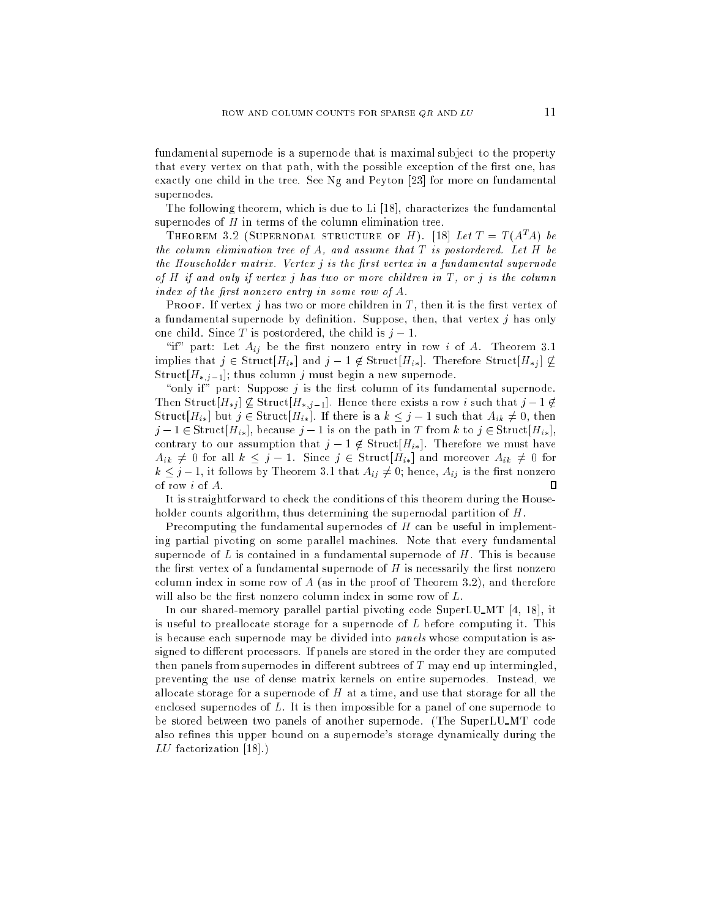fundamental supernode is a supernode that is maximal subject to the property that every vertex on that path, with the possible exception of the first one, has exactly one child in the tree. See Ng and Peyton [23] for more on fundamental supernodes.

The following theorem, which is due to Li [18], characterizes the fundamental supernodes of $H$ in terms of the column elimination tree.

Theorem 3.2 (Supernodal structure of $H$). [18] *Let $T = T(A^TA)$ be the column elimination tree of $A$, and assume that $T$ is postordered. Let $H$ be the Householder matrix. Vertex $j$ is the first vertex in a fundamental supernode of $H$ if and only if vertex $j$ has two or more children in $T$, or $j$ is the column index of the first nonzero entry in some row of $A$.*

Proof. If vertex $j$ has two or more children in $T$, then it is the first vertex of a fundamental supernode by definition. Suppose, then, that vertex $j$ has only one child. Since $T$ is postordered, the child is $j-1$.

"if" part: Let $A_{ij}$ be the first nonzero entry in row $i$ of $A$. Theorem 3.1 implies that $j \in \mathrm{Struct}[H_{i*}]$ and $j - 1 \notin \mathrm{Struct}[H_{i*}]$. Therefore $\mathrm{Struct}[H_{*j}] \not\subseteq \mathrm{Struct}[H_{*,j-1}]$; thus column $j$ must begin a new supernode.

"only if" part: Suppose $j$ is the first column of its fundamental supernode. Then $\mathrm{Struct}[H_{*j}] \not\subseteq \mathrm{Struct}[H_{*,j-1}]$. Hence there exists a row $i$ such that $j-1 \notin \mathrm{Struct}[H_{i*}]$ but $j \in \mathrm{Struct}[H_{i*}]$. If there is a $k \leq j-1$ such that $A_{ik} \neq 0$, then $j-1 \in \mathrm{Struct}[H_{i*}]$, because $j-1$ is on the path in $T$ from $k$ to $j \in \mathrm{Struct}[H_{i*}]$, contrary to our assumption that $j-1 \notin \mathrm{Struct}[H_{i*}]$. Therefore we must have $A_{ik} \neq 0$ for all $k \leq j-1$. Since $j \in \mathrm{Struct}[H_{i*}]$ and moreover $A_{ik} \neq 0$ for $k \leq j-1$, it follows by Theorem 3.1 that $A_{ij} \neq 0$; hence, $A_{ij}$ is the first nonzero of row $i$ of $A$. ∎

It is straightforward to check the conditions of this theorem during the Householder counts algorithm, thus determining the supernodal partition of $H$.

Precomputing the fundamental supernodes of $H$ can be useful in implementing partial pivoting on some parallel machines. Note that every fundamental supernode of $L$ is contained in a fundamental supernode of $H$. This is because the first vertex of a fundamental supernode of $H$ is necessarily the first nonzero column index in some row of $A$ (as in the proof of Theorem 3.2), and therefore will also be the first nonzero column index in some row of $L$.

In our shared-memory parallel partial pivoting code SuperLU_MT [4, 18], it is useful to preallocate storage for a supernode of $L$ before computing it. This is because each supernode may be divided into *panels* whose computation is assigned to different processors. If panels are stored in the order they are computed then panels from supernodes in different subtrees of $T$ may end up intermingled, preventing the use of dense matrix kernels on entire supernodes. Instead, we allocate storage for a supernode of $H$ at a time, and use that storage for all the enclosed supernodes of $L$. It is then impossible for a panel of one supernode to be stored between two panels of another supernode. (The SuperLU_MT code also refines this upper bound on a supernode's storage dynamically during the $LU$ factorization [18].)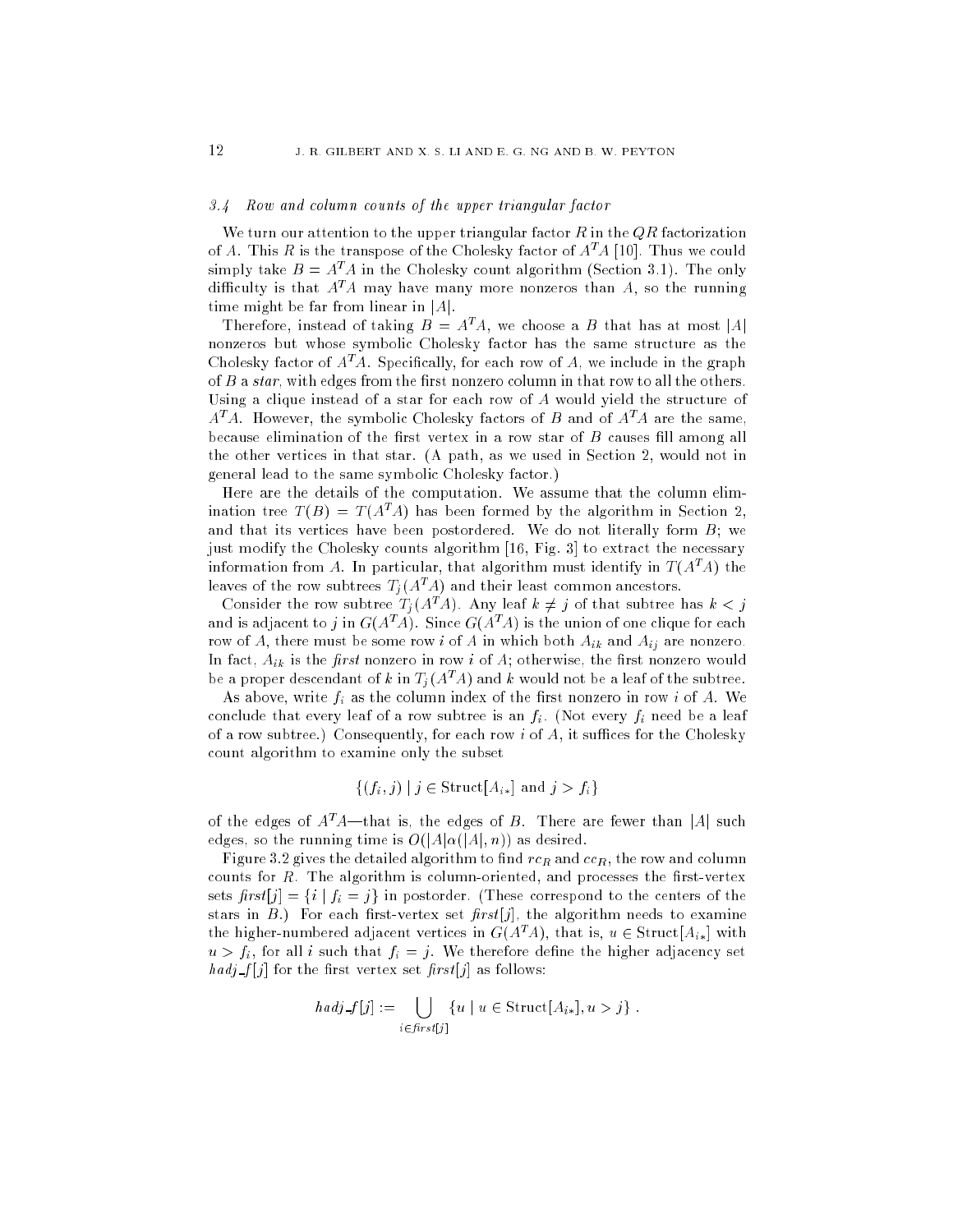### 3.4 Row and column counts of the upper triangular factor

We turn our attention to the upper triangular factor $R$ in the $QR$ factorization of $A$. This $R$ is the transpose of the Cholesky factor of $A^TA$ [10]. Thus we could simply take $B = A^TA$ in the Cholesky count algorithm (Section 3.1). The only difficulty is that $A^TA$ may have many more nonzeros than $A$, so the running time might be far from linear in $|A|$.

Therefore, instead of taking $B = A^TA$, we choose a $B$ that has at most $|A|$ nonzeros but whose symbolic Cholesky factor has the same structure as the Cholesky factor of $A^TA$. Specifically, for each row of $A$, we include in the graph of $B$ a *star*, with edges from the first nonzero column in that row to all the others. Using a clique instead of a star for each row of $A$ would yield the structure of $A^TA$. However, the symbolic Cholesky factors of $B$ and of $A^TA$ are the same, because elimination of the first vertex in a row star of $B$ causes fill among all the other vertices in that star. (A path, as we used in Section 2, would not in general lead to the same symbolic Cholesky factor.)

Here are the details of the computation. We assume that the column elimination tree $T(B) = T(A^TA)$ has been formed by the algorithm in Section 2, and that its vertices have been postordered. We do not literally form $B$; we just modify the Cholesky counts algorithm [16, Fig. 3] to extract the necessary information from $A$. In particular, that algorithm must identify in $T(A^TA)$ the leaves of the row subtrees $T_j(A^TA)$ and their least common ancestors.

Consider the row subtree $T_j(A^TA)$. Any leaf $k \neq j$ of that subtree has $k < j$ and is adjacent to $j$ in $G(A^TA)$. Since $G(A^TA)$ is the union of one clique for each row of $A$, there must be some row $i$ of $A$ in which both $A_{ik}$ and $A_{ij}$ are nonzero. In fact, $A_{ik}$ is the *first* nonzero in row $i$ of $A$; otherwise, the first nonzero would be a proper descendant of $k$ in $T_j(A^TA)$ and $k$ would not be a leaf of the subtree.

As above, write $f_i$ as the column index of the first nonzero in row $i$ of $A$. We conclude that every leaf of a row subtree is an $f_i$. (Not every $f_i$ need be a leaf of a row subtree.) Consequently, for each row $i$ of $A$, it suffices for the Cholesky count algorithm to examine only the subset

$$\{(f_i, j) \mid j \in \text{Struct}[A_{i*}] \text{ and } j > f_i\}$$

of the edges of $A^TA$—that is, the edges of $B$. There are fewer than $|A|$ such edges, so the running time is $O(|A|\alpha(|A|, n))$ as desired.

Figure 3.2 gives the detailed algorithm to find $rc_R$ and $cc_R$, the row and column counts for $R$. The algorithm is column-oriented, and processes the first-vertex sets $\textit{first}[j] = \{i \mid f_i = j\}$ in postorder. (These correspond to the centers of the stars in $B$.) For each first-vertex set $\textit{first}[j]$, the algorithm needs to examine the higher-numbered adjacent vertices in $G(A^TA)$, that is, $u \in \text{Struct}[A_{i*}]$ with $u > f_i$, for all $i$ such that $f_i = j$. We therefore define the higher adjacency set $\textit{hadj\_f}[j]$ for the first vertex set $\textit{first}[j]$ as follows:

$$\textit{hadj\_f}[j] := \bigcup_{i \in \textit{first}[j]} \{u \mid u \in \text{Struct}[A_{i*}], u > j\} .$$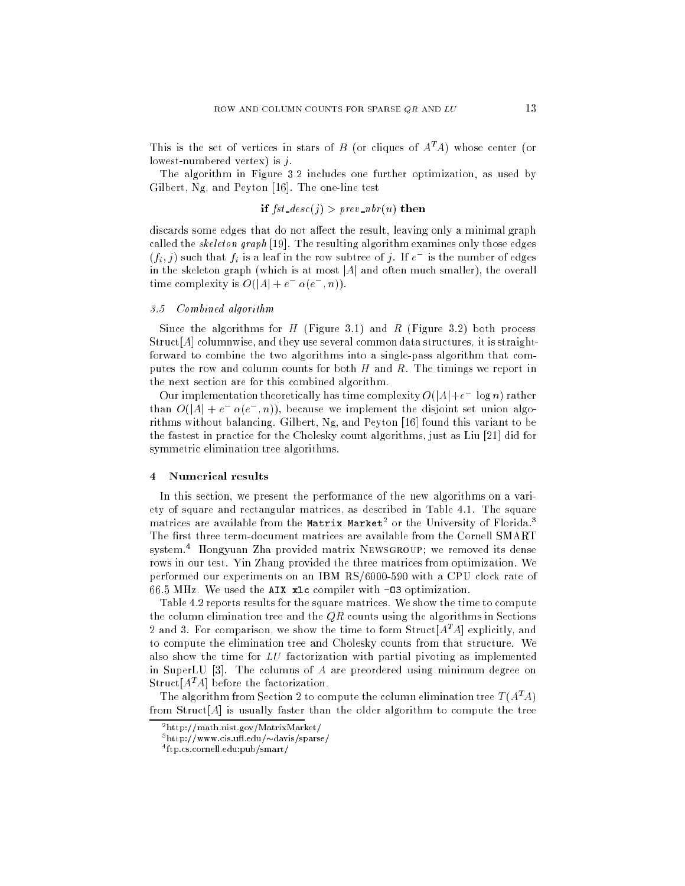This is the set of vertices in stars of $B$ (or cliques of $A^TA$) whose center (or lowest-numbered vertex) is $j$.

The algorithm in Figure 3.2 includes one further optimization, as used by Gilbert, Ng, and Peyton [16]. The one-line test

$$\textbf{if } \mathit{fst\_desc}(j) > \mathit{prev\_nbr}(u) \textbf{ then}$$

discards some edges that do not affect the result, leaving only a minimal graph called the *skeleton graph* [19]. The resulting algorithm examines only those edges $(f_i, j)$ such that $f_i$ is a leaf in the row subtree of $j$. If $e^-$ is the number of edges in the skeleton graph (which is at most $|A|$ and often much smaller), the overall time complexity is $O(|A| + e^- \alpha(e^-, n))$.

### 3.5 Combined algorithm

Since the algorithms for $H$ (Figure 3.1) and $R$ (Figure 3.2) both process Struct$[A]$ columnwise, and they use several common data structures, it is straightforward to combine the two algorithms into a single-pass algorithm that computes the row and column counts for both $H$ and $R$. The timings we report in the next section are for this combined algorithm.

Our implementation theoretically has time complexity $O(|A| + e^- \log n)$ rather than $O(|A| + e^- \alpha(e^-, n))$, because we implement the disjoint set union algorithms without balancing. Gilbert, Ng, and Peyton [16] found this variant to be the fastest in practice for the Cholesky count algorithms, just as Liu [21] did for symmetric elimination tree algorithms.

## 4 Numerical results

In this section, we present the performance of the new algorithms on a variety of square and rectangular matrices, as described in Table 4.1. The square matrices are available from the `Matrix Market`[2] or the University of Florida.[3] The first three term-document matrices are available from the Cornell SMART system.[4] Hongyuan Zha provided matrix Newsgroup; we removed its dense rows in our test. Yin Zhang provided the three matrices from optimization. We performed our experiments on an IBM RS/6000-590 with a CPU clock rate of 66.5 MHz. We used the `AIX xlc` compiler with `-O3` optimization.

Table 4.2 reports results for the square matrices. We show the time to compute the column elimination tree and the $QR$ counts using the algorithms in Sections 2 and 3. For comparison, we show the time to form Struct$[A^TA]$ explicitly, and to compute the elimination tree and Cholesky counts from that structure. We also show the time for $LU$ factorization with partial pivoting as implemented in SuperLU [3]. The columns of $A$ are preordered using minimum degree on Struct$[A^TA]$ before the factorization.

The algorithm from Section 2 to compute the column elimination tree $T(A^TA)$ from Struct$[A]$ is usually faster than the older algorithm to compute the tree

---

[2] http://math.nist.gov/MatrixMarket/

[3] http://www.cis.ufl.edu/~davis/sparse/

[4] ftp.cs.cornell.edu:pub/smart/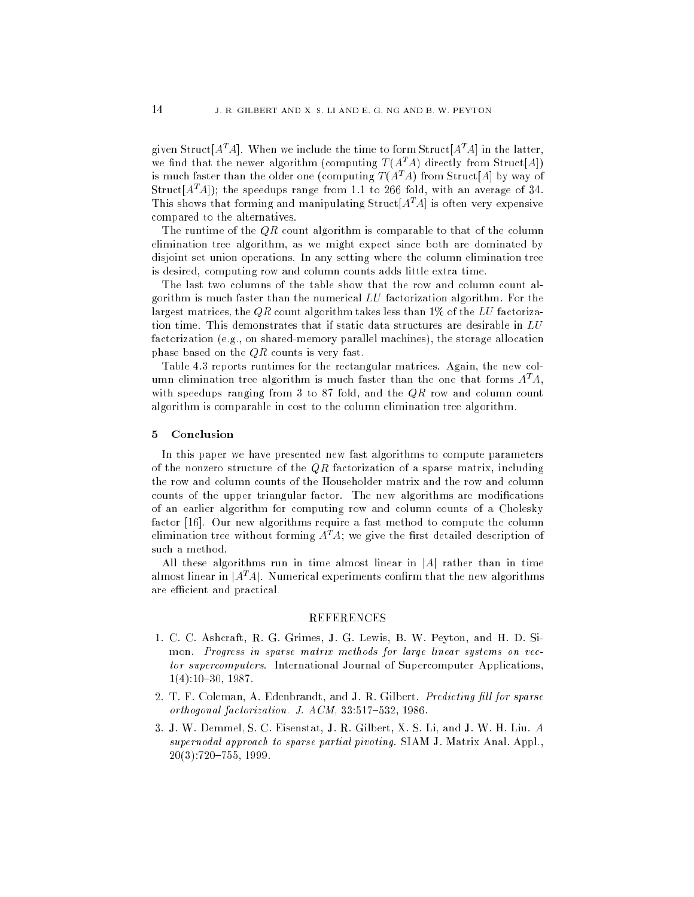given Struct[$A^TA$]. When we include the time to form Struct[$A^TA$] in the latter, we find that the newer algorithm (computing $T(A^TA)$ directly from Struct[$A$]) is much faster than the older one (computing $T(A^TA)$ from Struct[$A$] by way of Struct[$A^TA$]); the speedups range from 1.1 to 266 fold, with an average of 34. This shows that forming and manipulating Struct[$A^TA$] is often very expensive compared to the alternatives.

The runtime of the $QR$ count algorithm is comparable to that of the column elimination tree algorithm, as we might expect since both are dominated by disjoint set union operations. In any setting where the column elimination tree is desired, computing row and column counts adds little extra time.

The last two columns of the table show that the row and column count algorithm is much faster than the numerical $LU$ factorization algorithm. For the largest matrices, the $QR$ count algorithm takes less than 1% of the $LU$ factorization time. This demonstrates that if static data structures are desirable in $LU$ factorization (e.g., on shared-memory parallel machines), the storage allocation phase based on the $QR$ counts is very fast.

Table 4.3 reports runtimes for the rectangular matrices. Again, the new column elimination tree algorithm is much faster than the one that forms $A^TA$, with speedups ranging from 3 to 87 fold, and the $QR$ row and column count algorithm is comparable in cost to the column elimination tree algorithm.

## 5 Conclusion

In this paper we have presented new fast algorithms to compute parameters of the nonzero structure of the $QR$ factorization of a sparse matrix, including the row and column counts of the Householder matrix and the row and column counts of the upper triangular factor. The new algorithms are modifications of an earlier algorithm for computing row and column counts of a Cholesky factor [16]. Our new algorithms require a fast method to compute the column elimination tree without forming $A^TA$; we give the first detailed description of such a method.

All these algorithms run in time almost linear in $|A|$ rather than in time almost linear in $|A^TA|$. Numerical experiments confirm that the new algorithms are efficient and practical.

## REFERENCES

1. C. C. Ashcraft, R. G. Grimes, J. G. Lewis, B. W. Peyton, and H. D. Simon. *Progress in sparse matrix methods for large linear systems on vector supercomputers*. International Journal of Supercomputer Applications, 1(4):10–30, 1987.
2. T. F. Coleman, A. Edenbrandt, and J. R. Gilbert. *Predicting fill for sparse orthogonal factorization. J. ACM*, 33:517–532, 1986.
3. J. W. Demmel, S. C. Eisenstat, J. R. Gilbert, X. S. Li, and J. W. H. Liu. *A supernodal approach to sparse partial pivoting*. SIAM J. Matrix Anal. Appl., 20(3):720–755, 1999.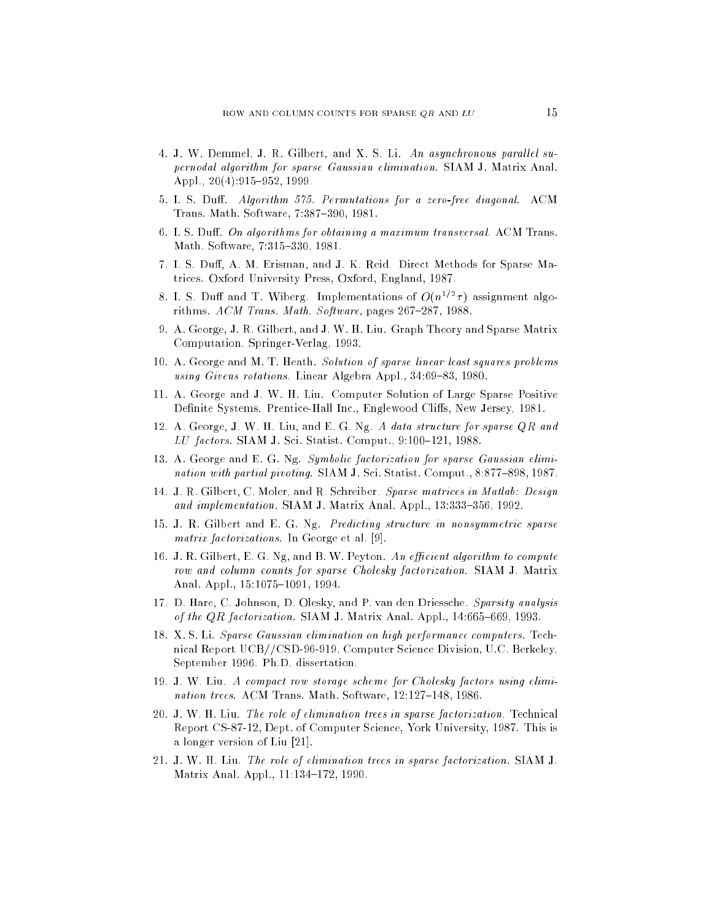4. J. W. Demmel, J. R. Gilbert, and X. S. Li. *An asynchronous parallel supernodal algorithm for sparse Gaussian elimination.* SIAM J. Matrix Anal. Appl., 20(4):915–952, 1999.

5. I. S. Duff. *Algorithm 575. Permutations for a zero-free diagonal.* ACM Trans. Math. Software, 7:387–390, 1981.

6. I. S. Duff. *On algorithms for obtaining a maximum transversal.* ACM Trans. Math. Software, 7:315–330, 1981.

7. I. S. Duff, A. M. Erisman, and J. K. Reid. Direct Methods for Sparse Matrices. Oxford University Press, Oxford, England, 1987.

8. I. S. Duff and T. Wiberg. Implementations of $O(n^{1/2}\tau)$ assignment algorithms. *ACM Trans. Math. Software*, pages 267–287, 1988.

9. A. George, J. R. Gilbert, and J. W. H. Liu. Graph Theory and Sparse Matrix Computation. Springer-Verlag, 1993.

10. A. George and M. T. Heath. *Solution of sparse linear least squares problems using Givens rotations.* Linear Algebra Appl., 34:69–83, 1980.

11. A. George and J. W. H. Liu. Computer Solution of Large Sparse Positive Definite Systems. Prentice-Hall Inc., Englewood Cliffs, New Jersey, 1981.

12. A. George, J. W. H. Liu, and E. G. Ng. *A data structure for sparse $QR$ and $LU$ factors.* SIAM J. Sci. Statist. Comput., 9:100–121, 1988.

13. A. George and E. G. Ng. *Symbolic factorization for sparse Gaussian elimination with partial pivoting.* SIAM J. Sci. Statist. Comput., 8:877–898, 1987.

14. J. R. Gilbert, C. Moler, and R. Schreiber. *Sparse matrices in Matlab: Design and implementation.* SIAM J. Matrix Anal. Appl., 13:333–356, 1992.

15. J. R. Gilbert and E. G. Ng. *Predicting structure in nonsymmetric sparse matrix factorizations.* In George et al. [9].

16. J. R. Gilbert, E. G. Ng, and B. W. Peyton. *An efficient algorithm to compute row and column counts for sparse Cholesky factorization.* SIAM J. Matrix Anal. Appl., 15:1075–1091, 1994.

17. D. Hare, C. Johnson, D. Olesky, and P. van den Driessche. *Sparsity analysis of the $QR$ factorization.* SIAM J. Matrix Anal. Appl., 14:665–669, 1993.

18. X. S. Li. *Sparse Gaussian elimination on high performance computers.* Technical Report UCB//CSD-96-919, Computer Science Division, U.C. Berkeley, September 1996. Ph.D. dissertation.

19. J. W. Liu. *A compact row storage scheme for Cholesky factors using elimination trees.* ACM Trans. Math. Software, 12:127–148, 1986.

20. J. W. H. Liu. *The role of elimination trees in sparse factorization.* Technical Report CS-87-12, Dept. of Computer Science, York University, 1987. This is a longer version of Liu [21].

21. J. W. H. Liu. *The role of elimination trees in sparse factorization.* SIAM J. Matrix Anal. Appl., 11:134–172, 1990.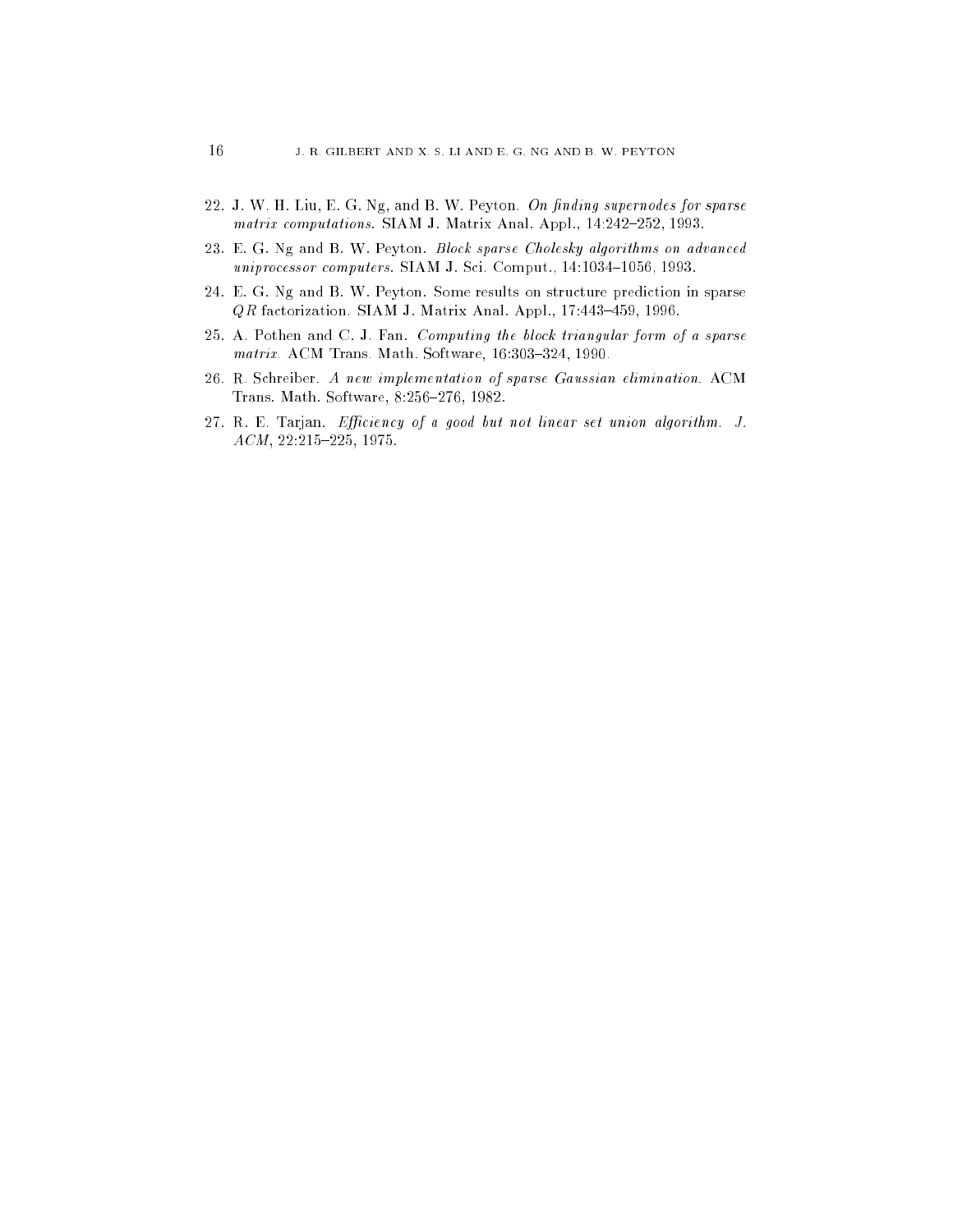22. J. W. H. Liu, E. G. Ng, and B. W. Peyton. *On finding supernodes for sparse matrix computations.* SIAM J. Matrix Anal. Appl., 14:242–252, 1993.
23. E. G. Ng and B. W. Peyton. *Block sparse Cholesky algorithms on advanced uniprocessor computers.* SIAM J. Sci. Comput., 14:1034–1056, 1993.
24. E. G. Ng and B. W. Peyton. Some results on structure prediction in sparse $QR$ factorization. SIAM J. Matrix Anal. Appl., 17:443–459, 1996.
25. A. Pothen and C. J. Fan. *Computing the block triangular form of a sparse matrix.* ACM Trans. Math. Software, 16:303–324, 1990.
26. R. Schreiber. *A new implementation of sparse Gaussian elimination.* ACM Trans. Math. Software, 8:256–276, 1982.
27. R. E. Tarjan. *Efficiency of a good but not linear set union algorithm. J. ACM*, 22:215–225, 1975.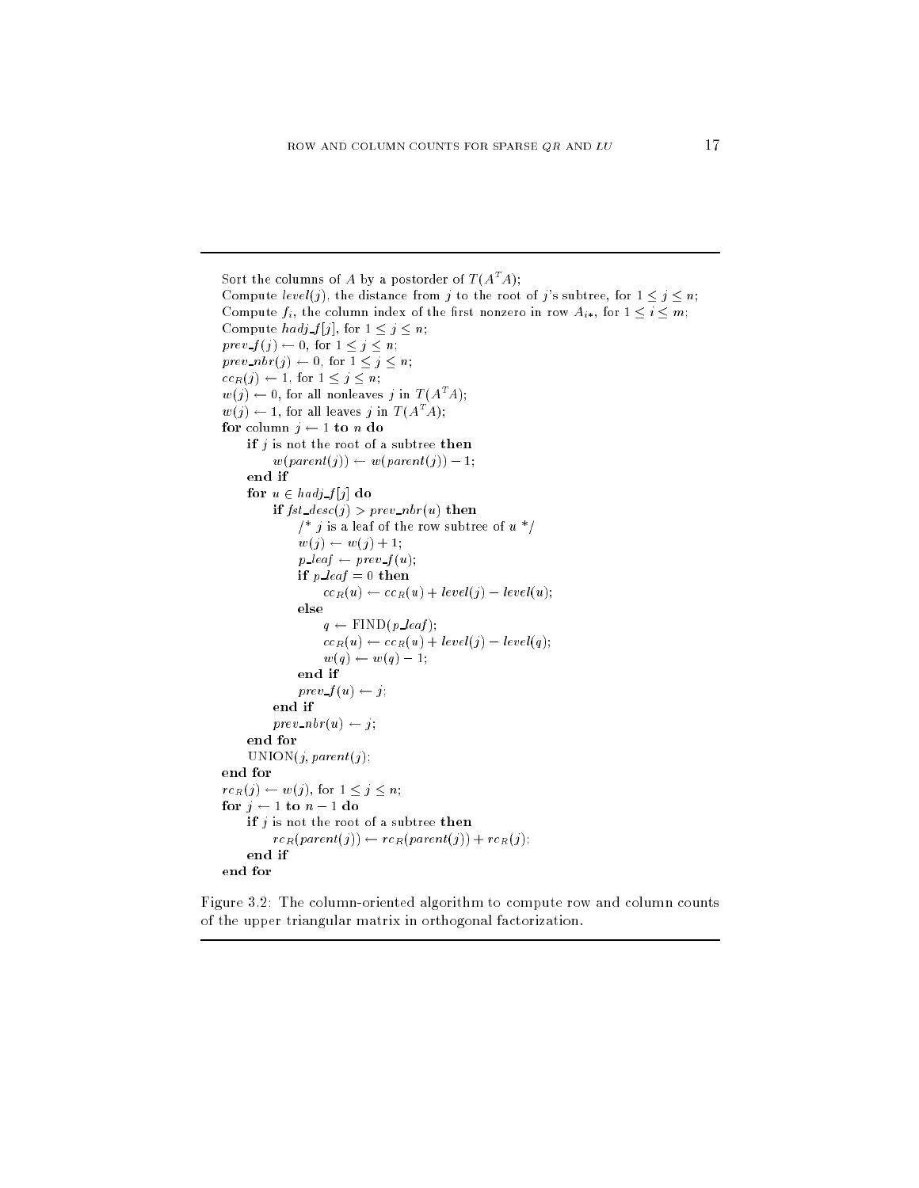```
Sort the columns of A by a postorder of T(A^T A);
Compute level(j), the distance from j to the root of j's subtree, for 1 ≤ j ≤ n;
Compute f_i, the column index of the first nonzero in row A_{i*}, for 1 ≤ i ≤ m;
Compute hadj_f[j], for 1 ≤ j ≤ n;
prev_f(j) ← 0, for 1 ≤ j ≤ n;
prev_nbr(j) ← 0, for 1 ≤ j ≤ n;
cc_R(j) ← 1, for 1 ≤ j ≤ n;
w(j) ← 0, for all nonleaves j in T(A^T A);
w(j) ← 1, for all leaves j in T(A^T A);
for column j ← 1 to n do
    if j is not the root of a subtree then
        w(parent(j)) ← w(parent(j)) − 1;
    end if
    for u ∈ hadj_f[j] do
        if fst_desc(j) > prev_nbr(u) then
            /* j is a leaf of the row subtree of u */
            w(j) ← w(j) + 1;
            p_leaf ← prev_f(u);
            if p_leaf = 0 then
                cc_R(u) ← cc_R(u) + level(j) − level(u);
            else
                q ← FIND(p_leaf);
                cc_R(u) ← cc_R(u) + level(j) − level(q);
                w(q) ← w(q) − 1;
            end if
            prev_f(u) ← j;
        end if
        prev_nbr(u) ← j;
    end for
    UNION(j, parent(j));
end for
rc_R(j) ← w(j), for 1 ≤ j ≤ n;
for j ← 1 to n − 1 do
    if j is not the root of a subtree then
        rc_R(parent(j)) ← rc_R(parent(j)) + rc_R(j);
    end if
end for
```

Figure 3.2: The column-oriented algorithm to compute row and column counts of the upper triangular matrix in orthogonal factorization.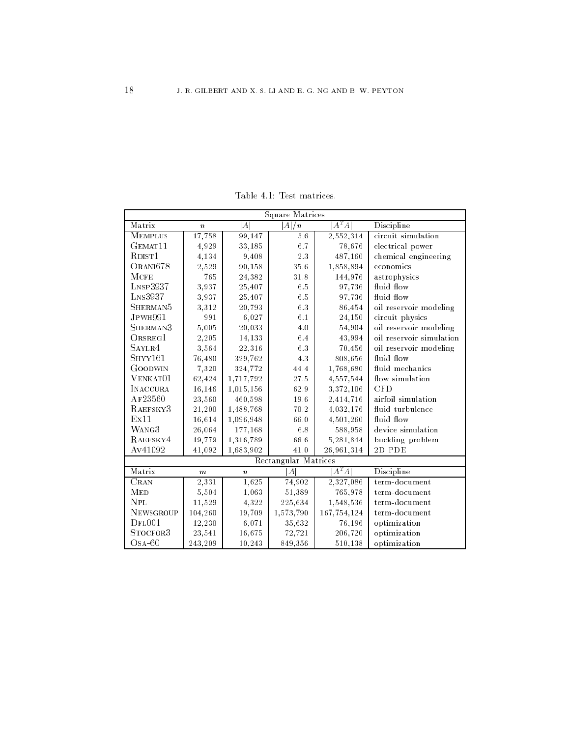Table 4.1: Test matrices.

| Square Matrices | | | | | |
|---|---|---|---|---|---|
| Matrix | $n$ | $\lvert A\rvert$ | $\lvert A\rvert/n$ | $\lvert A^TA\rvert$ | Discipline |
| MEMPLUS | 17,758 | 99,147 | 5.6 | 2,552,314 | circuit simulation |
| GEMAT11 | 4,929 | 33,185 | 6.7 | 78,676 | electrical power |
| RDIST1 | 4,134 | 9,408 | 2.3 | 487,160 | chemical engineering |
| ORANI678 | 2,529 | 90,158 | 35.6 | 1,858,894 | economics |
| MCFE | 765 | 24,382 | 31.8 | 144,976 | astrophysics |
| LNSP3937 | 3,937 | 25,407 | 6.5 | 97,736 | fluid flow |
| LNS3937 | 3,937 | 25,407 | 6.5 | 97,736 | fluid flow |
| SHERMAN5 | 3,312 | 20,793 | 6.3 | 86,454 | oil reservoir modeling |
| JPWH991 | 991 | 6,027 | 6.1 | 24,150 | circuit physics |
| SHERMAN3 | 5,005 | 20,033 | 4.0 | 54,904 | oil reservoir modeling |
| ORSREG1 | 2,205 | 14,133 | 6.4 | 43,994 | oil reservoir simulation |
| SAYLR4 | 3,564 | 22,316 | 6.3 | 70,456 | oil reservoir modeling |
| SHYY161 | 76,480 | 329,762 | 4.3 | 808,656 | fluid flow |
| GOODWIN | 7,320 | 324,772 | 44.4 | 1,768,680 | fluid mechanics |
| VENKAT01 | 62,424 | 1,717,792 | 27.5 | 4,557,544 | flow simulation |
| INACCURA | 16,146 | 1,015,156 | 62.9 | 3,372,106 | CFD |
| AF23560 | 23,560 | 460,598 | 19.6 | 2,414,716 | airfoil simulation |
| RAEFSKY3 | 21,200 | 1,488,768 | 70.2 | 4,032,176 | fluid turbulence |
| EX11 | 16,614 | 1,096,948 | 66.0 | 4,501,260 | fluid flow |
| WANG3 | 26,064 | 177,168 | 6.8 | 588,958 | device simulation |
| RAEFSKY4 | 19,779 | 1,316,789 | 66.6 | 5,281,844 | buckling problem |
| AV41092 | 41,092 | 1,683,902 | 41.0 | 26,961,314 | 2D PDE |
| Rectangular Matrices | | | | | |
| Matrix | $m$ | $n$ | $\lvert A\rvert$ | $\lvert A^TA\rvert$ | Discipline |
| CRAN | 2,331 | 1,625 | 74,902 | 2,327,086 | term-document |
| MED | 5,504 | 1,063 | 51,389 | 765,978 | term-document |
| NPL | 11,529 | 4,322 | 225,634 | 1,548,536 | term-document |
| NEWSGROUP | 104,260 | 19,709 | 1,573,790 | 167,754,124 | term-document |
| DFL001 | 12,230 | 6,071 | 35,632 | 76,196 | optimization |
| STOCFOR3 | 23,541 | 16,675 | 72,721 | 206,720 | optimization |
| OSA-60 | 243,209 | 10,243 | 849,356 | 510,138 | optimization |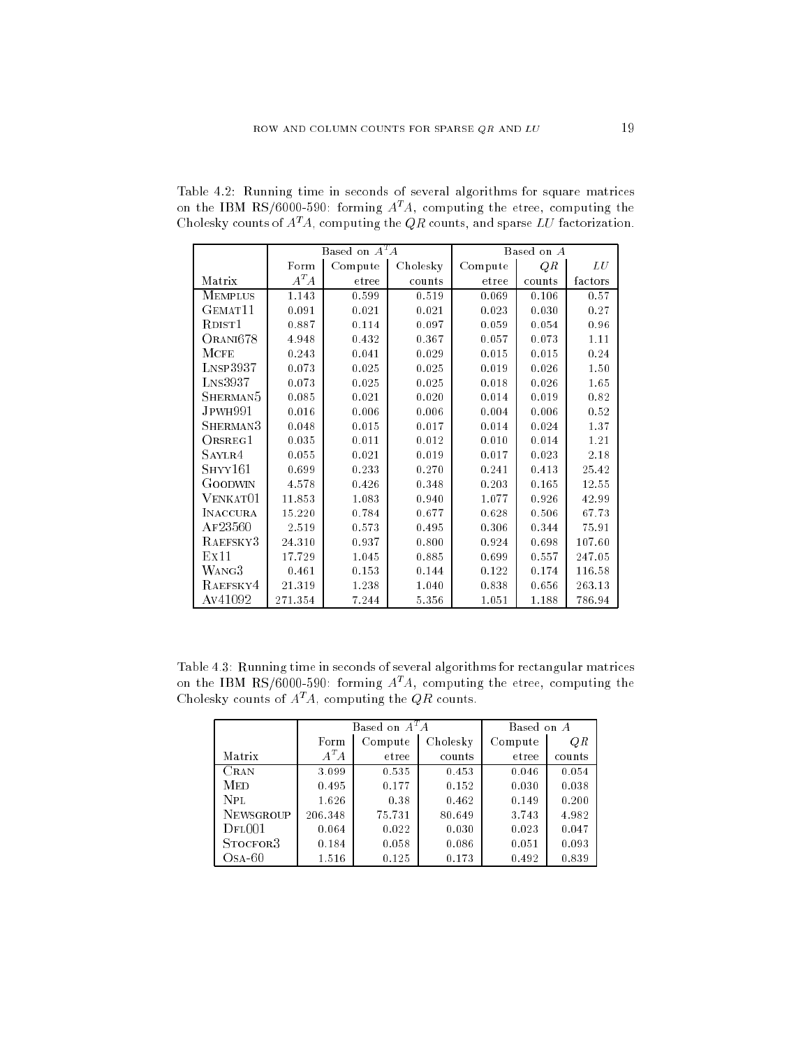Table 4.2: Running time in seconds of several algorithms for square matrices on the IBM RS/6000-590: forming $A^TA$, computing the etree, computing the Cholesky counts of $A^TA$, computing the $QR$ counts, and sparse $LU$ factorization.

| | Based on $A^TA$ | | | Based on $A$ | | |
|---|---|---|---|---|---|---|
| Matrix | Form $A^TA$ | Compute etree | Cholesky counts | Compute etree | $QR$ counts | $LU$ factors |
| Memplus | 1.143 | 0.599 | 0.519 | 0.069 | 0.106 | 0.57 |
| Gemat11 | 0.091 | 0.021 | 0.021 | 0.023 | 0.030 | 0.27 |
| Rdist1 | 0.887 | 0.114 | 0.097 | 0.059 | 0.054 | 0.96 |
| Orani678 | 4.948 | 0.432 | 0.367 | 0.057 | 0.073 | 1.11 |
| Mcfe | 0.243 | 0.041 | 0.029 | 0.015 | 0.015 | 0.24 |
| Lnsp3937 | 0.073 | 0.025 | 0.025 | 0.019 | 0.026 | 1.50 |
| Lns3937 | 0.073 | 0.025 | 0.025 | 0.018 | 0.026 | 1.65 |
| Sherman5 | 0.085 | 0.021 | 0.020 | 0.014 | 0.019 | 0.82 |
| Jpwh991 | 0.016 | 0.006 | 0.006 | 0.004 | 0.006 | 0.52 |
| Sherman3 | 0.048 | 0.015 | 0.017 | 0.014 | 0.024 | 1.37 |
| Orsreg1 | 0.035 | 0.011 | 0.012 | 0.010 | 0.014 | 1.21 |
| Saylr4 | 0.055 | 0.021 | 0.019 | 0.017 | 0.023 | 2.18 |
| Shyy161 | 0.699 | 0.233 | 0.270 | 0.241 | 0.413 | 25.42 |
| Goodwin | 4.578 | 0.426 | 0.348 | 0.203 | 0.165 | 12.55 |
| Venkat01 | 11.853 | 1.083 | 0.940 | 1.077 | 0.926 | 42.99 |
| Inaccura | 15.220 | 0.784 | 0.677 | 0.628 | 0.506 | 67.73 |
| Af23560 | 2.519 | 0.573 | 0.495 | 0.306 | 0.344 | 75.91 |
| Raefsky3 | 24.310 | 0.937 | 0.800 | 0.924 | 0.698 | 107.60 |
| Ex11 | 17.729 | 1.045 | 0.885 | 0.699 | 0.557 | 247.05 |
| Wang3 | 0.461 | 0.153 | 0.144 | 0.122 | 0.174 | 116.58 |
| Raefsky4 | 21.319 | 1.238 | 1.040 | 0.838 | 0.656 | 263.13 |
| Av41092 | 271.354 | 7.244 | 5.356 | 1.051 | 1.188 | 786.94 |

Table 4.3: Running time in seconds of several algorithms for rectangular matrices on the IBM RS/6000-590: forming $A^TA$, computing the etree, computing the Cholesky counts of $A^TA$, computing the $QR$ counts.

| | Based on $A^TA$ | | | Based on $A$ | |
|---|---|---|---|---|---|
| Matrix | Form $A^TA$ | Compute etree | Cholesky counts | Compute etree | $QR$ counts |
| Cran | 3.099 | 0.535 | 0.453 | 0.046 | 0.054 |
| Med | 0.495 | 0.177 | 0.152 | 0.030 | 0.038 |
| Npl | 1.626 | 0.38 | 0.462 | 0.149 | 0.200 |
| Newsgroup | 206.348 | 75.731 | 80.649 | 3.743 | 4.982 |
| Dfl001 | 0.064 | 0.022 | 0.030 | 0.023 | 0.047 |
| Stocfor3 | 0.184 | 0.058 | 0.086 | 0.051 | 0.093 |
| Osa-60 | 1.516 | 0.125 | 0.173 | 0.492 | 0.839 |